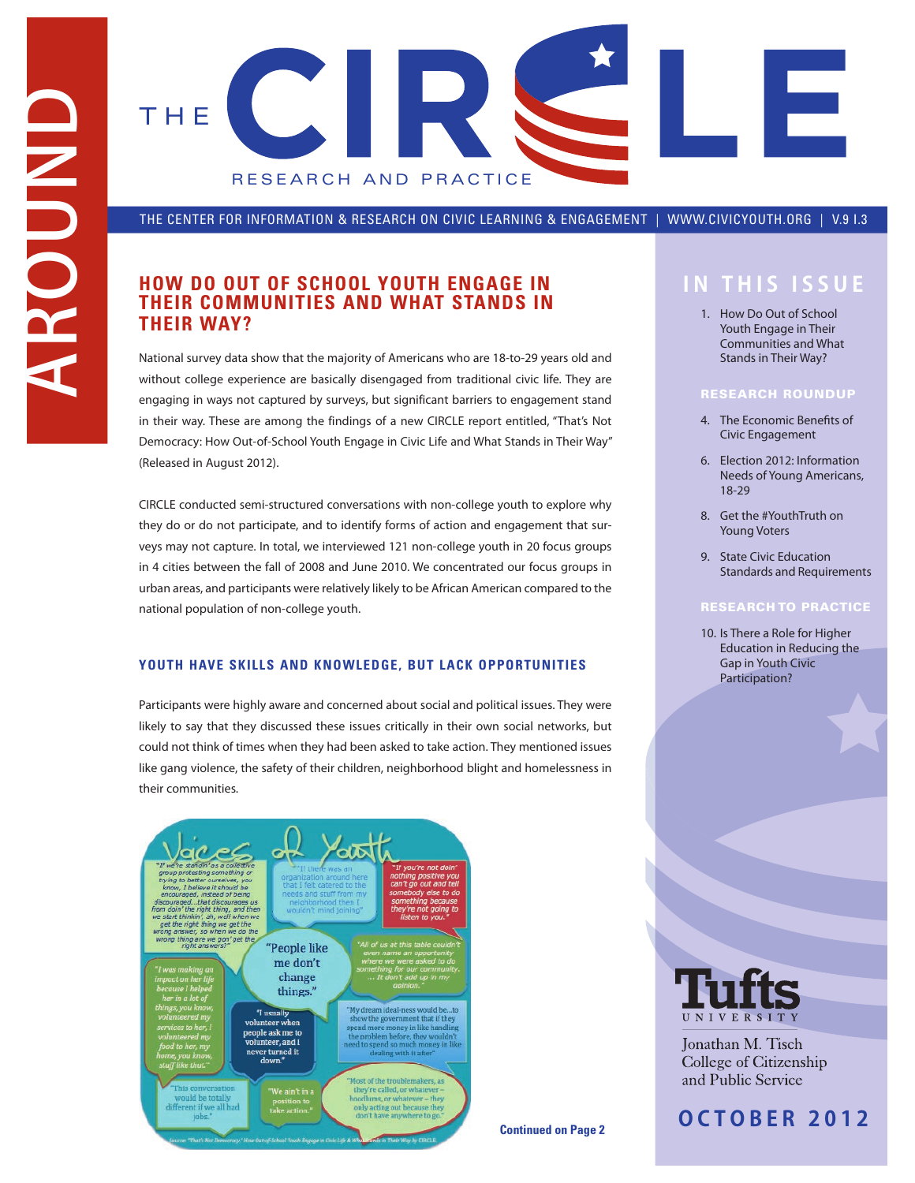# THE CIRCLE

RESEARCH AND PRACTICE

AROUND

THE CENTER FOR INFORMATION & RESEARCH ON CIVIC LEARNING & ENGAGEMENT | WWW.CIVICYOUTH.ORG | V.9 I.3

## HOW DO OUT OF SCHOOL YOUTH ENGAGE IN THEIR COMMUNITIES AND WHAT STANDS IN THEIR WAY?

National survey data show that the majority of Americans who are 18-to-29 years old and without college experience are basically disengaged from traditional civic life. They are engaging in ways not captured by surveys, but significant barriers to engagement stand in their way. These are among the findings of a new CIRCLE report entitled, "That's Not Democracy: How Out-of-School Youth Engage in Civic Life and What Stands in Their Way" (Released in August 2012).

CIRCLE conducted semi-structured conversations with non-college youth to explore why they do or do not participate, and to identify forms of action and engagement that surveys may not capture. In total, we interviewed 121 non-college youth in 20 focus groups in 4 cities between the fall of 2008 and June 2010. We concentrated our focus groups in urban areas, and participants were relatively likely to be African American compared to the national population of non-college youth.

### YOUTH HAVE SKILLS AND KNOWLEDGE, BUT LACK OPPORTUNITIES

Participants were highly aware and concerned about social and political issues. They were likely to say that they discussed these issues critically in their own social networks, but could not think of times when they had been asked to take action. They mentioned issues like gang violence, the safety of their children, neighborhood blight and homelessness in their communities.

**Voices of Youth**

"If we're standin' as a collective group protesting something or trying to better ourselves, you know, I believe it should be encouraged, instead of being discouraged...that discourages us from doin' the right thing, and then we start thinkin', ah, well when we get the right thing we get the wrong answer, so when we do the wrong thing are we gon' get the right answers?"

"If there was an organization around here that I felt catered to the needs and stuff from my neighborhood then I wouldn't mind joining"

"If you're not doin' nothing positive you can't go out and tell somebody else to do something because they're not going to listen to you."

"People like me don't change things."

"All of us at this table couldn't even name an opportunity where we were asked to do something for our community. ... It don't add up in my opinion."

"I was making an impact on her life because I helped her in a lot of things, you know, volunteered my services to her, I volunteered my food to her, my home, you know, stuff like that."

"I usually volunteer when people ask me to volunteer, and I never turned it down."

"My dream ideal-ness would be...to show the government that if they spend more money in like handling the problem before, they wouldn't need to spend so much money in like dealing with it after"

"This conversation would be totally different if we all had jobs."

"We ain't in a position to take action."

"Most of the troublemakers, as they're called, or whatever – hoodlums, or whatever – they only acting out because they don't have anywhere to go."

Source: "That's Not Democracy: How Out-of-School Youth Engage in Civic Life & What Stands in Their Way by CIRCLE.

**Continued on Page 2**

## IN THIS ISSUE

1. How Do Out of School Youth Engage in Their Communities and What Stands in Their Way?

**RESEARCH ROUNDUP**

4. The Economic Benefits of Civic Engagement
6. Election 2012: Information Needs of Young Americans, 18-29
8. Get the #YouthTruth on Young Voters
9. State Civic Education Standards and Requirements

**RESEARCH TO PRACTICE**

10. Is There a Role for Higher Education in Reducing the Gap in Youth Civic Participation?

Tufts UNIVERSITY
Jonathan M. Tisch College of Citizenship and Public Service

**OCTOBER 2012**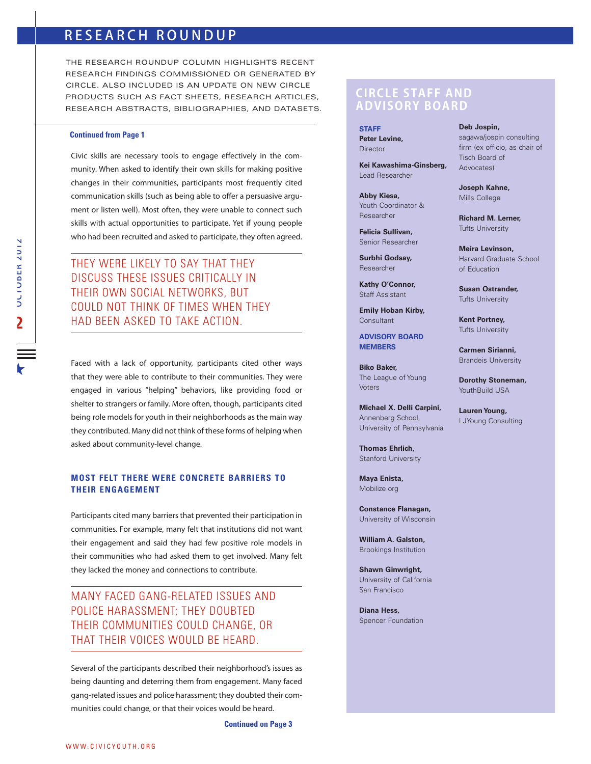# RESEARCH ROUNDUP

THE RESEARCH ROUNDUP COLUMN HIGHLIGHTS RECENT RESEARCH FINDINGS COMMISSIONED OR GENERATED BY CIRCLE. ALSO INCLUDED IS AN UPDATE ON NEW CIRCLE PRODUCTS SUCH AS FACT SHEETS, RESEARCH ARTICLES, RESEARCH ABSTRACTS, BIBLIOGRAPHIES, AND DATASETS.

**Continued from Page 1**

Civic skills are necessary tools to engage effectively in the community. When asked to identify their own skills for making positive changes in their communities, participants most frequently cited communication skills (such as being able to offer a persuasive argument or listen well). Most often, they were unable to connect such skills with actual opportunities to participate. Yet if young people who had been recruited and asked to participate, they often agreed.

> THEY WERE LIKELY TO SAY THAT THEY DISCUSS THESE ISSUES CRITICALLY IN THEIR OWN SOCIAL NETWORKS, BUT COULD NOT THINK OF TIMES WHEN THEY HAD BEEN ASKED TO TAKE ACTION.

Faced with a lack of opportunity, participants cited other ways that they were able to contribute to their communities. They were engaged in various "helping" behaviors, like providing food or shelter to strangers or family. More often, though, participants cited being role models for youth in their neighborhoods as the main way they contributed. Many did not think of these forms of helping when asked about community-level change.

### MOST FELT THERE WERE CONCRETE BARRIERS TO THEIR ENGAGEMENT

Participants cited many barriers that prevented their participation in communities. For example, many felt that institutions did not want their engagement and said they had few positive role models in their communities who had asked them to get involved. Many felt they lacked the money and connections to contribute.

> MANY FACED GANG-RELATED ISSUES AND POLICE HARASSMENT; THEY DOUBTED THEIR COMMUNITIES COULD CHANGE, OR THAT THEIR VOICES WOULD BE HEARD.

Several of the participants described their neighborhood's issues as being daunting and deterring them from engagement. Many faced gang-related issues and police harassment; they doubted their communities could change, or that their voices would be heard.

**Continued on Page 3**

## CIRCLE STAFF AND ADVISORY BOARD

**STAFF**

**Peter Levine,**
Director

**Kei Kawashima-Ginsberg,**
Lead Researcher

**Abby Kiesa,**
Youth Coordinator & Researcher

**Felicia Sullivan,**
Senior Researcher

**Surbhi Godsay,**
Researcher

**Kathy O'Connor,**
Staff Assistant

**Emily Hoban Kirby,**
Consultant

**ADVISORY BOARD MEMBERS**

**Biko Baker,**
The League of Young Voters

**Michael X. Delli Carpini,**
Annenberg School, University of Pennsylvania

**Thomas Ehrlich,**
Stanford University

**Maya Enista,**
Mobilize.org

**Constance Flanagan,**
University of Wisconsin

**William A. Galston,**
Brookings Institution

**Shawn Ginwright,**
University of California San Francisco

**Diana Hess,**
Spencer Foundation

**Deb Jospin,**
sagawa/jospin consulting firm (ex officio, as chair of Tisch Board of Advocates)

**Joseph Kahne,**
Mills College

**Richard M. Lerner,**
Tufts University

**Meira Levinson,**
Harvard Graduate School of Education

**Susan Ostrander,**
Tufts University

**Kent Portney,**
Tufts University

**Carmen Sirianni,**
Brandeis University

**Dorothy Stoneman,**
YouthBuild USA

**Lauren Young,**
LJYoung Consulting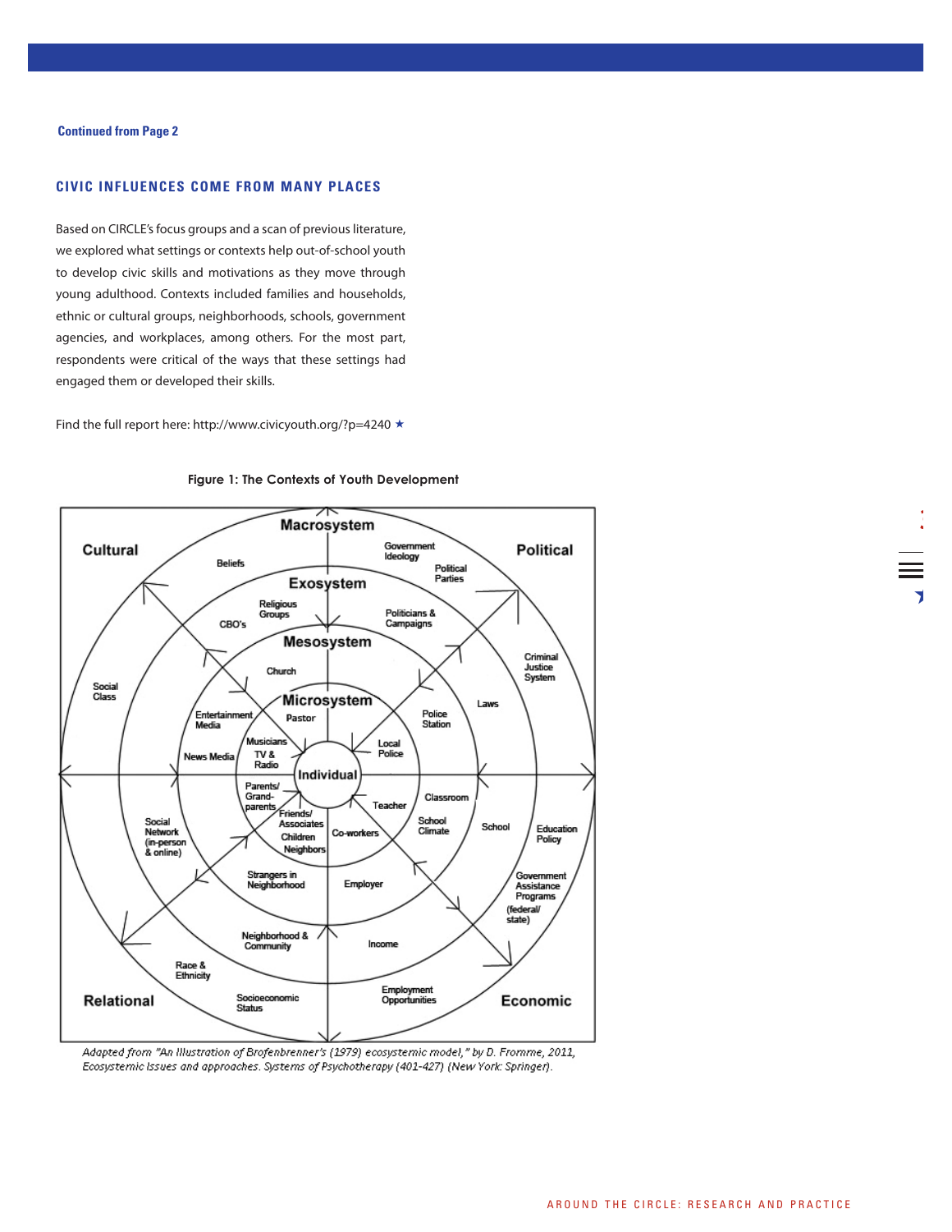Continued from Page 2

## CIVIC INFLUENCES COME FROM MANY PLACES

Based on CIRCLE's focus groups and a scan of previous literature, we explored what settings or contexts help out-of-school youth to develop civic skills and motivations as they move through young adulthood. Contexts included families and households, ethnic or cultural groups, neighborhoods, schools, government agencies, and workplaces, among others. For the most part, respondents were critical of the ways that these settings had engaged them or developed their skills.

Find the full report here: http://www.civicyouth.org/?p=4240 ★

**Figure 1: The Contexts of Youth Development**

Macrosystem
Exosystem
Mesosystem
Microsystem
Individual

Cultural
Political
Relational
Economic

Beliefs
Government Ideology
Political Parties
Religious Groups
CBO's
Politicians & Campaigns
Church
Criminal Justice System
Social Class
Pastor
Laws
Entertainment Media
Police Station
Musicians
Local Police
News Media
TV & Radio
Parents/ Grand-parents
Classroom
Teacher
Friends/ Associates
Social Network (in-person & online)
School Climate
School
Education Policy
Children
Co-workers
Neighbors
Strangers in Neighborhood
Employer
Government Assistance Programs (federal/ state)
Neighborhood & Community
Income
Race & Ethnicity
Socioeconomic Status
Employment Opportunities

*Adapted from "An Illustration of Brofenbrenner's (1979) ecosystemic model," by D. Fromme, 2011, Ecosystemic Issues and approaches. Systems of Psychotherapy (401-427) (New York: Springer).*